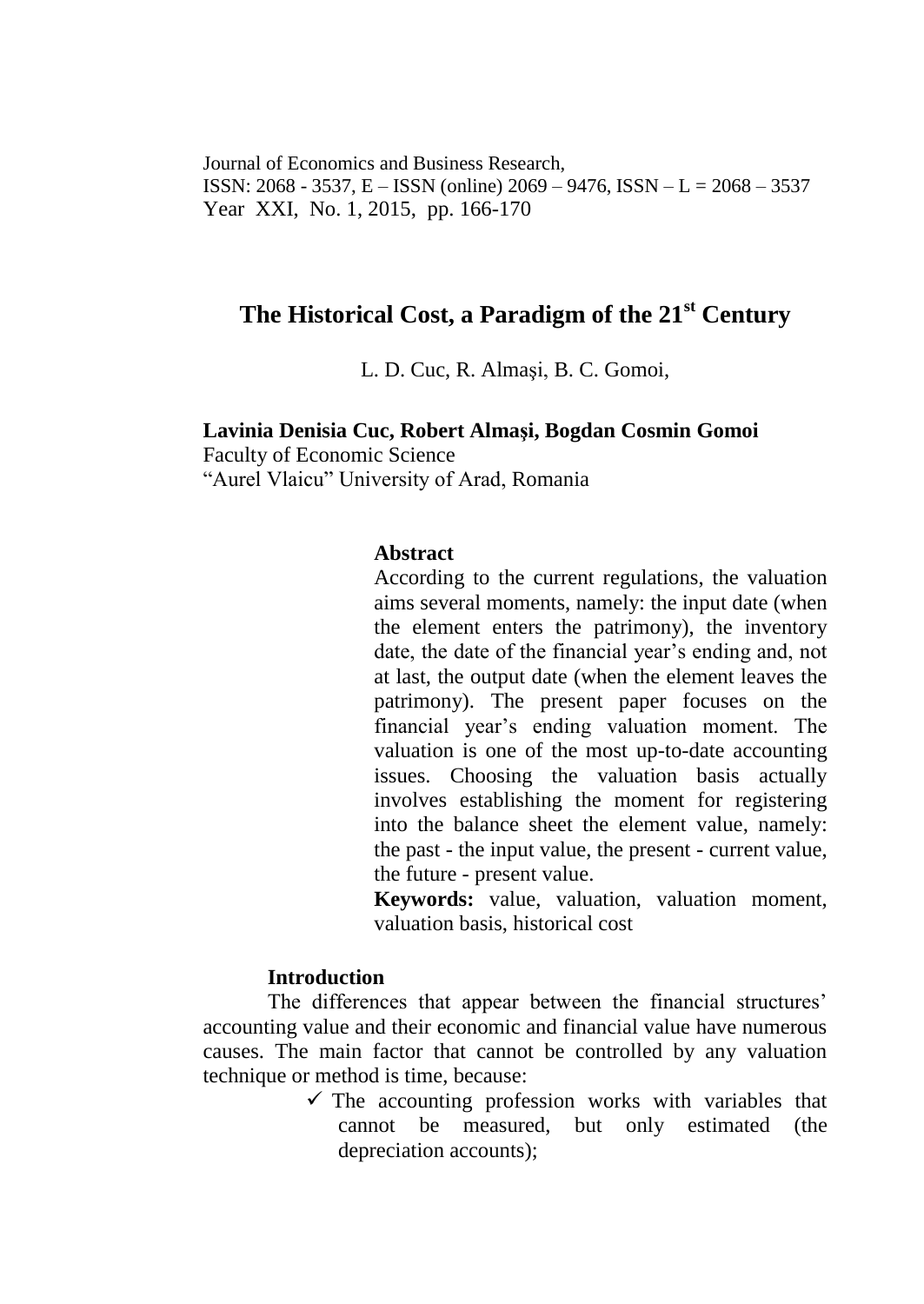# The Historical Cost, a Paradigm of the 21st Century

L. D. Cuc, R. Almaşi, B. C. Gomoi,

**Lavinia Denisia Cuc, Robert Almaşi, Bogdan Cosmin Gomoi**
Faculty of Economic Science
"Aurel Vlaicu" University of Arad, Romania

**Abstract**

According to the current regulations, the valuation aims several moments, namely: the input date (when the element enters the patrimony), the inventory date, the date of the financial year's ending and, not at last, the output date (when the element leaves the patrimony). The present paper focuses on the financial year's ending valuation moment. The valuation is one of the most up-to-date accounting issues. Choosing the valuation basis actually involves establishing the moment for registering into the balance sheet the element value, namely: the past - the input value, the present - current value, the future - present value.

**Keywords:** value, valuation, valuation moment, valuation basis, historical cost

## Introduction

The differences that appear between the financial structures' accounting value and their economic and financial value have numerous causes. The main factor that cannot be controlled by any valuation technique or method is time, because:

- ✓ The accounting profession works with variables that cannot be measured, but only estimated (the depreciation accounts);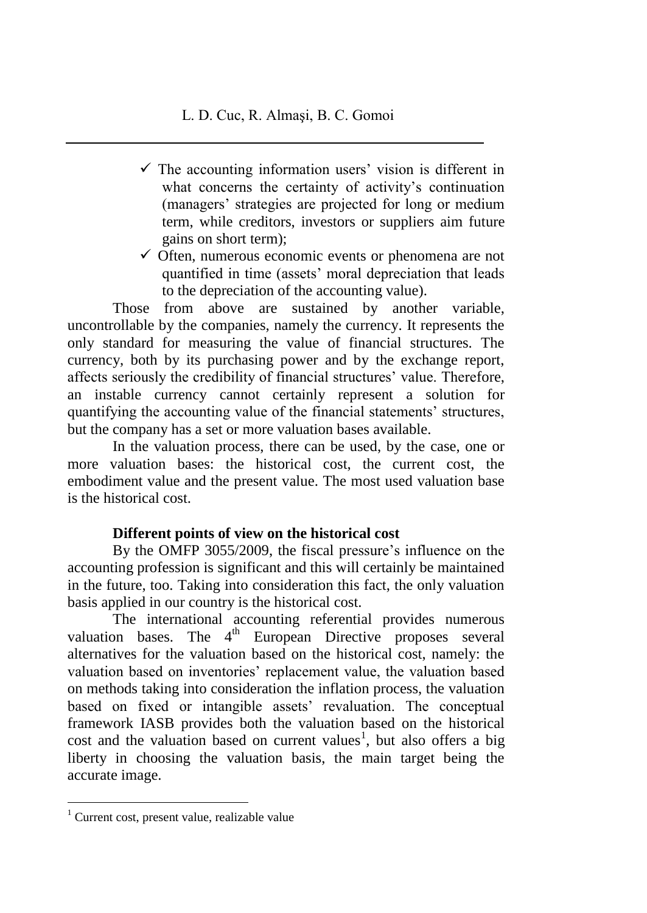- ✓ The accounting information users' vision is different in what concerns the certainty of activity's continuation (managers' strategies are projected for long or medium term, while creditors, investors or suppliers aim future gains on short term);
- ✓ Often, numerous economic events or phenomena are not quantified in time (assets' moral depreciation that leads to the depreciation of the accounting value).

Those from above are sustained by another variable, uncontrollable by the companies, namely the currency. It represents the only standard for measuring the value of financial structures. The currency, both by its purchasing power and by the exchange report, affects seriously the credibility of financial structures' value. Therefore, an instable currency cannot certainly represent a solution for quantifying the accounting value of the financial statements' structures, but the company has a set or more valuation bases available.

In the valuation process, there can be used, by the case, one or more valuation bases: the historical cost, the current cost, the embodiment value and the present value. The most used valuation base is the historical cost.

**Different points of view on the historical cost**

By the OMFP 3055/2009, the fiscal pressure's influence on the accounting profession is significant and this will certainly be maintained in the future, too. Taking into consideration this fact, the only valuation basis applied in our country is the historical cost.

The international accounting referential provides numerous valuation bases. The 4th European Directive proposes several alternatives for the valuation based on the historical cost, namely: the valuation based on inventories' replacement value, the valuation based on methods taking into consideration the inflation process, the valuation based on fixed or intangible assets' revaluation. The conceptual framework IASB provides both the valuation based on the historical cost and the valuation based on current values[1], but also offers a big liberty in choosing the valuation basis, the main target being the accurate image.

[1] Current cost, present value, realizable value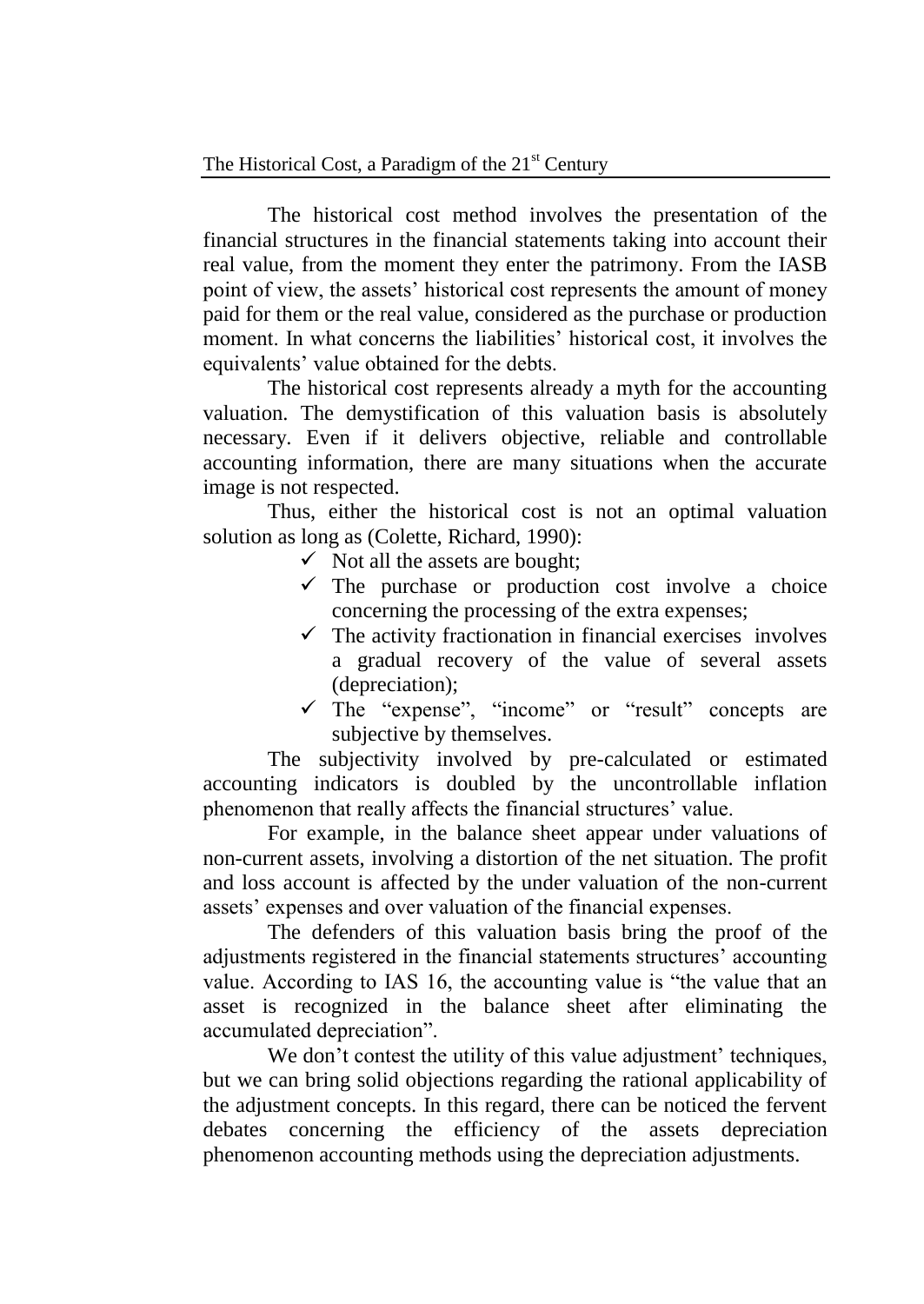The historical cost method involves the presentation of the financial structures in the financial statements taking into account their real value, from the moment they enter the patrimony. From the IASB point of view, the assets' historical cost represents the amount of money paid for them or the real value, considered as the purchase or production moment. In what concerns the liabilities' historical cost, it involves the equivalents' value obtained for the debts.

The historical cost represents already a myth for the accounting valuation. The demystification of this valuation basis is absolutely necessary. Even if it delivers objective, reliable and controllable accounting information, there are many situations when the accurate image is not respected.

Thus, either the historical cost is not an optimal valuation solution as long as (Colette, Richard, 1990):

- ✓ Not all the assets are bought;
- ✓ The purchase or production cost involve a choice concerning the processing of the extra expenses;
- ✓ The activity fractionation in financial exercises involves a gradual recovery of the value of several assets (depreciation);
- ✓ The "expense", "income" or "result" concepts are subjective by themselves.

The subjectivity involved by pre-calculated or estimated accounting indicators is doubled by the uncontrollable inflation phenomenon that really affects the financial structures' value.

For example, in the balance sheet appear under valuations of non-current assets, involving a distortion of the net situation. The profit and loss account is affected by the under valuation of the non-current assets' expenses and over valuation of the financial expenses.

The defenders of this valuation basis bring the proof of the adjustments registered in the financial statements structures' accounting value. According to IAS 16, the accounting value is "the value that an asset is recognized in the balance sheet after eliminating the accumulated depreciation".

We don't contest the utility of this value adjustment' techniques, but we can bring solid objections regarding the rational applicability of the adjustment concepts. In this regard, there can be noticed the fervent debates concerning the efficiency of the assets depreciation phenomenon accounting methods using the depreciation adjustments.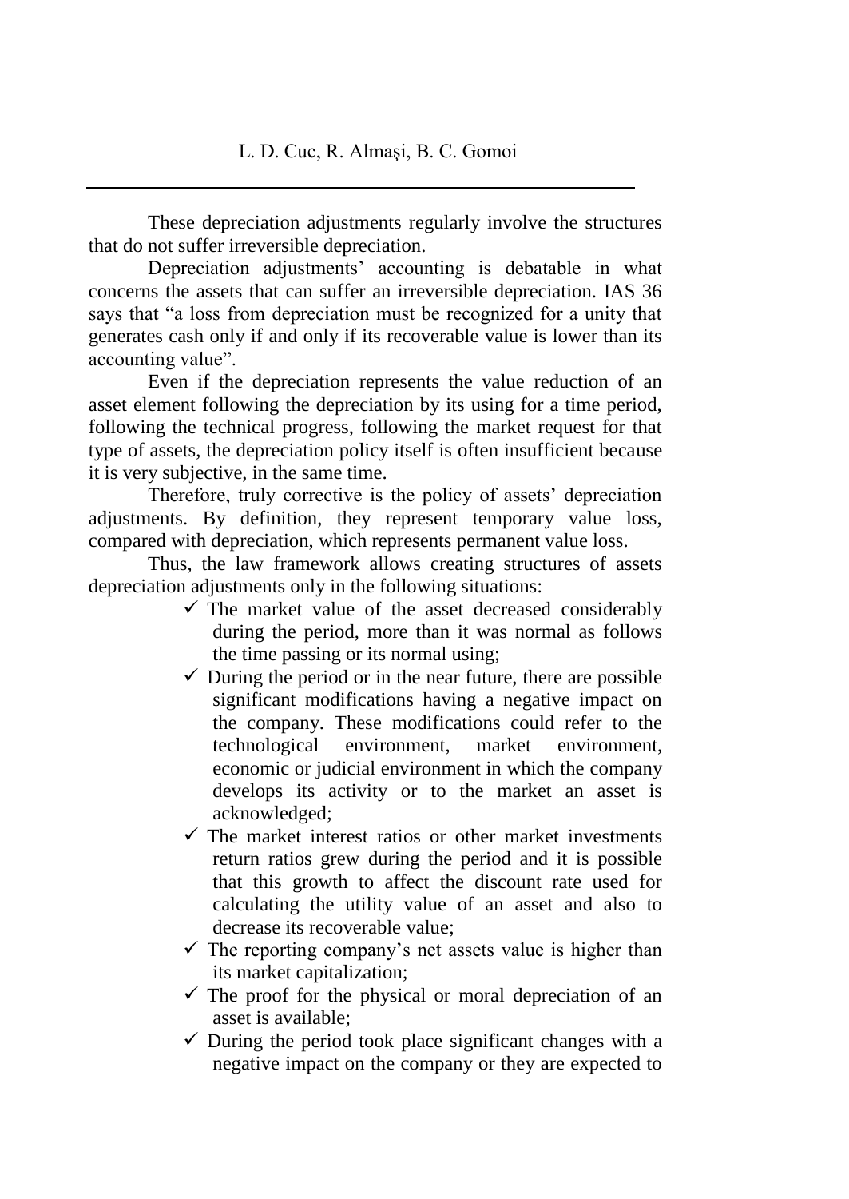These depreciation adjustments regularly involve the structures that do not suffer irreversible depreciation.

Depreciation adjustments' accounting is debatable in what concerns the assets that can suffer an irreversible depreciation. IAS 36 says that "a loss from depreciation must be recognized for a unity that generates cash only if and only if its recoverable value is lower than its accounting value".

Even if the depreciation represents the value reduction of an asset element following the depreciation by its using for a time period, following the technical progress, following the market request for that type of assets, the depreciation policy itself is often insufficient because it is very subjective, in the same time.

Therefore, truly corrective is the policy of assets' depreciation adjustments. By definition, they represent temporary value loss, compared with depreciation, which represents permanent value loss.

Thus, the law framework allows creating structures of assets depreciation adjustments only in the following situations:

- ✓ The market value of the asset decreased considerably during the period, more than it was normal as follows the time passing or its normal using;
- ✓ During the period or in the near future, there are possible significant modifications having a negative impact on the company. These modifications could refer to the technological environment, market environment, economic or judicial environment in which the company develops its activity or to the market an asset is acknowledged;
- ✓ The market interest ratios or other market investments return ratios grew during the period and it is possible that this growth to affect the discount rate used for calculating the utility value of an asset and also to decrease its recoverable value;
- ✓ The reporting company's net assets value is higher than its market capitalization;
- ✓ The proof for the physical or moral depreciation of an asset is available;
- ✓ During the period took place significant changes with a negative impact on the company or they are expected to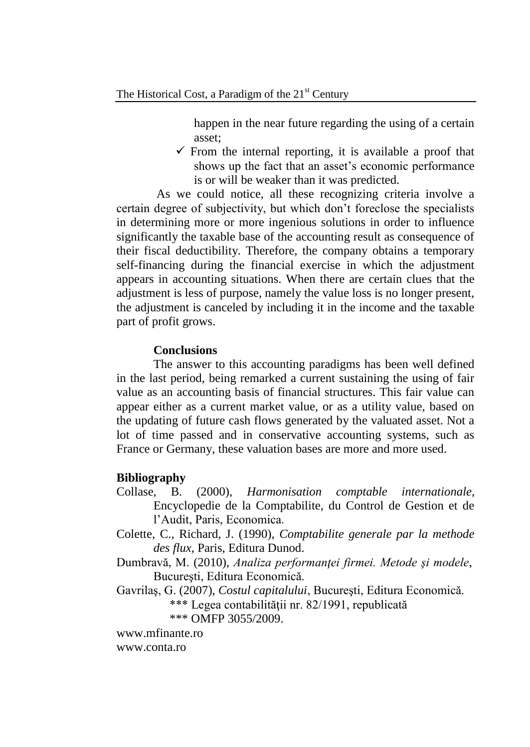happen in the near future regarding the using of a certain asset;

- ✓ From the internal reporting, it is available a proof that shows up the fact that an asset's economic performance is or will be weaker than it was predicted.

As we could notice, all these recognizing criteria involve a certain degree of subjectivity, but which don't foreclose the specialists in determining more or more ingenious solutions in order to influence significantly the taxable base of the accounting result as consequence of their fiscal deductibility. Therefore, the company obtains a temporary self-financing during the financial exercise in which the adjustment appears in accounting situations. When there are certain clues that the adjustment is less of purpose, namely the value loss is no longer present, the adjustment is canceled by including it in the income and the taxable part of profit grows.

## Conclusions

The answer to this accounting paradigms has been well defined in the last period, being remarked a current sustaining the using of fair value as an accounting basis of financial structures. This fair value can appear either as a current market value, or as a utility value, based on the updating of future cash flows generated by the valuated asset. Not a lot of time passed and in conservative accounting systems, such as France or Germany, these valuation bases are more and more used.

## Bibliography

Collase, B. (2000), *Harmonisation comptable internationale*, Encyclopedie de la Comptabilite, du Control de Gestion et de l'Audit, Paris, Economica.

Colette, C., Richard, J. (1990), *Comptabilite generale par la methode des flux*, Paris, Editura Dunod.

Dumbravă, M. (2010), *Analiza performanţei firmei. Metode şi modele*, Bucureşti, Editura Economică.

Gavrilaş, G. (2007), *Costul capitalului*, Bucureşti, Editura Economică.

*** Legea contabilităţii nr. 82/1991, republicată

*** OMFP 3055/2009.

www.mfinante.ro

www.conta.ro